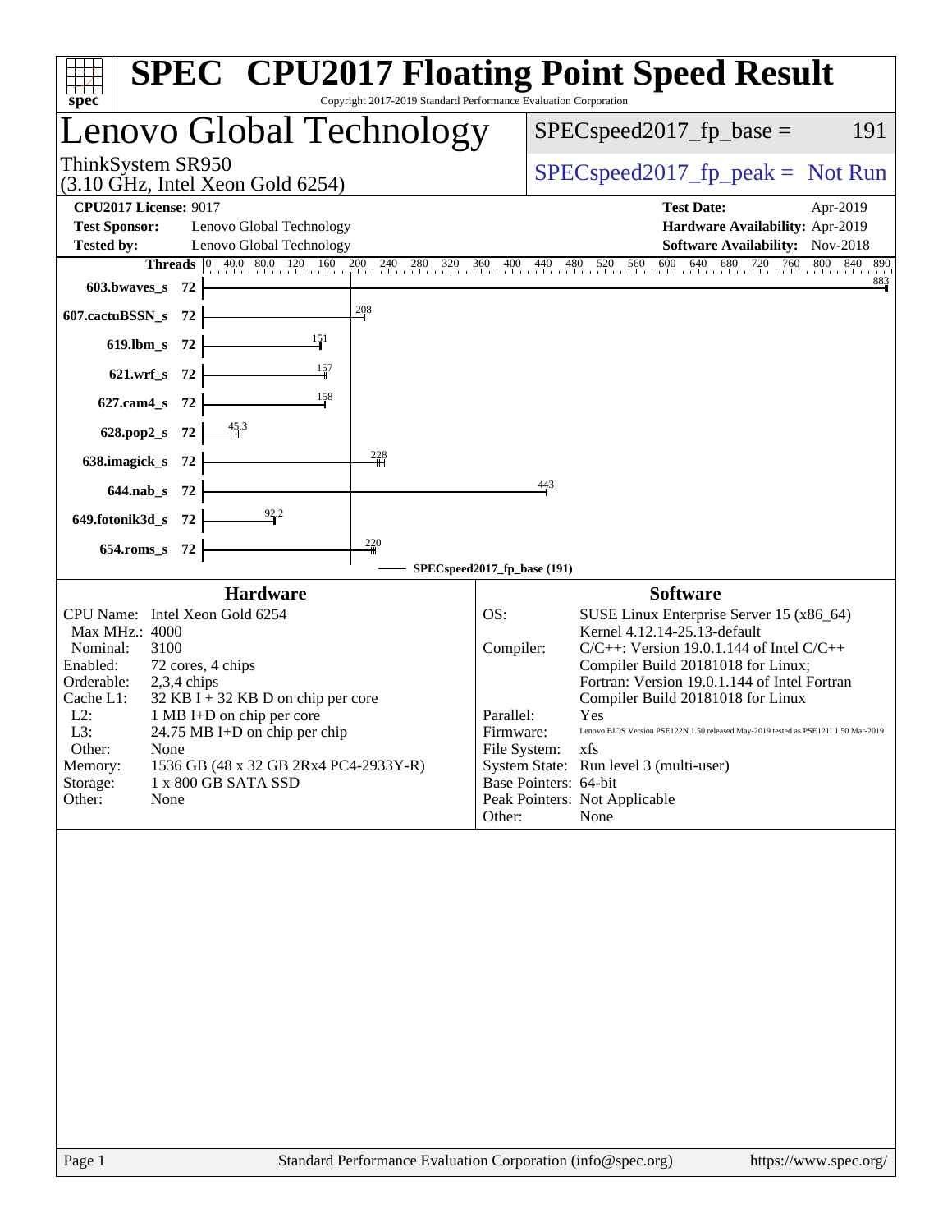# SPEC CPU2017 Floating Point Speed Result

Copyright 2017-2019 Standard Performance Evaluation Corporation

## Lenovo Global Technology

ThinkSystem SR950
(3.10 GHz, Intel Xeon Gold 6254)

SPECspeed2017_fp_base = 191

SPECspeed2017_fp_peak = Not Run

**CPU2017 License:** 9017
**Test Sponsor:** Lenovo Global Technology
**Tested by:** Lenovo Global Technology

**Test Date:** Apr-2019
**Hardware Availability:** Apr-2019
**Software Availability:** Nov-2018

| Benchmark | Threads | Base |
|---|---|---|
| 603.bwaves_s | 72 | 883 |
| 607.cactuBSSN_s | 72 | 208 |
| 619.lbm_s | 72 | 151 |
| 621.wrf_s | 72 | 157 |
| 627.cam4_s | 72 | 158 |
| 628.pop2_s | 72 | 45.3 |
| 638.imagick_s | 72 | 228 |
| 644.nab_s | 72 | 443 |
| 649.fotonik3d_s | 72 | 92.2 |
| 654.roms_s | 72 | 220 |

SPECspeed2017_fp_base (191)

### Hardware

| | |
|---|---|
| CPU Name: | Intel Xeon Gold 6254 |
| Max MHz.: | 4000 |
| Nominal: | 3100 |
| Enabled: | 72 cores, 4 chips |
| Orderable: | 2,3,4 chips |
| Cache L1: | 32 KB I + 32 KB D on chip per core |
| L2: | 1 MB I+D on chip per core |
| L3: | 24.75 MB I+D on chip per chip |
| Other: | None |
| Memory: | 1536 GB (48 x 32 GB 2Rx4 PC4-2933Y-R) |
| Storage: | 1 x 800 GB SATA SSD |
| Other: | None |

### Software

| | |
|---|---|
| OS: | SUSE Linux Enterprise Server 15 (x86_64) Kernel 4.12.14-25.13-default |
| Compiler: | C/C++: Version 19.0.1.144 of Intel C/C++ Compiler Build 20181018 for Linux; Fortran: Version 19.0.1.144 of Intel Fortran Compiler Build 20181018 for Linux |
| Parallel: | Yes |
| Firmware: | Lenovo BIOS Version PSE122N 1.50 released May-2019 tested as PSE121I 1.50 Mar-2019 |
| File System: | xfs |
| System State: | Run level 3 (multi-user) |
| Base Pointers: | 64-bit |
| Peak Pointers: | Not Applicable |
| Other: | None |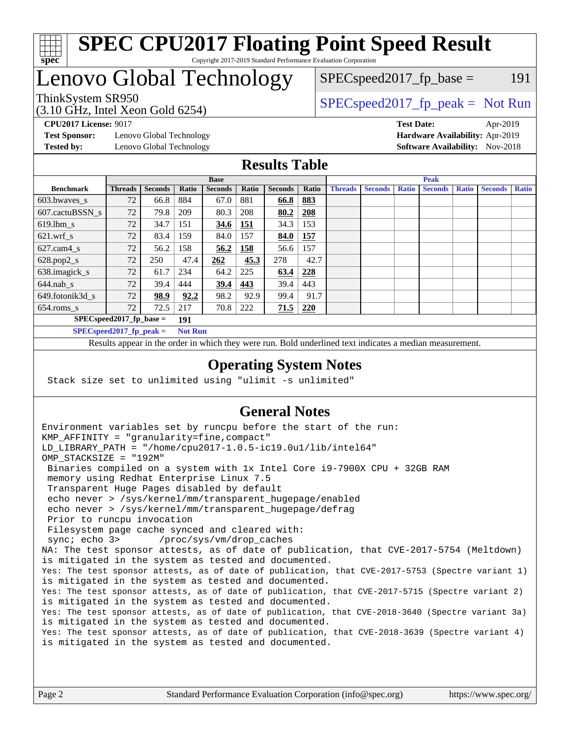# SPEC CPU2017 Floating Point Speed Result

Copyright 2017-2019 Standard Performance Evaluation Corporation

# Lenovo Global Technology

ThinkSystem SR950
(3.10 GHz, Intel Xeon Gold 6254)

SPECspeed2017_fp_base = 191

SPECspeed2017_fp_peak = Not Run

**CPU2017 License:** 9017
**Test Sponsor:** Lenovo Global Technology
**Tested by:** Lenovo Global Technology

**Test Date:** Apr-2019
**Hardware Availability:** Apr-2019
**Software Availability:** Nov-2018

## Results Table

| | Base | | | | | | | Peak | | | | | | |
|---|---|---|---|---|---|---|---|---|---|---|---|---|---|---|
| **Benchmark** | **Threads** | **Seconds** | **Ratio** | **Seconds** | **Ratio** | **Seconds** | **Ratio** | **Threads** | **Seconds** | **Ratio** | **Seconds** | **Ratio** | **Seconds** | **Ratio** |
| 603.bwaves_s | 72 | 66.8 | 884 | 67.0 | 881 | **66.8** | **883** | | | | | | | |
| 607.cactuBSSN_s | 72 | 79.8 | 209 | 80.3 | 208 | **80.2** | **208** | | | | | | | |
| 619.lbm_s | 72 | 34.7 | 151 | **34.6** | **151** | 34.3 | 153 | | | | | | | |
| 621.wrf_s | 72 | 83.4 | 159 | 84.0 | 157 | **84.0** | **157** | | | | | | | |
| 627.cam4_s | 72 | 56.2 | 158 | **56.2** | **158** | 56.6 | 157 | | | | | | | |
| 628.pop2_s | 72 | 250 | 47.4 | **262** | **45.3** | 278 | 42.7 | | | | | | | |
| 638.imagick_s | 72 | 61.7 | 234 | 64.2 | 225 | **63.4** | **228** | | | | | | | |
| 644.nab_s | 72 | 39.4 | 444 | **39.4** | **443** | 39.4 | 443 | | | | | | | |
| 649.fotonik3d_s | 72 | **98.9** | **92.2** | 98.2 | 92.9 | 99.4 | 91.7 | | | | | | | |
| 654.roms_s | 72 | 72.5 | 217 | 70.8 | 222 | **71.5** | **220** | | | | | | | |

**SPECspeed2017_fp_base = 191**

**SPECspeed2017_fp_peak = Not Run**

Results appear in the order in which they were run. Bold underlined text indicates a median measurement.

## Operating System Notes

```
Stack size set to unlimited using "ulimit -s unlimited"
```

## General Notes

```
Environment variables set by runcpu before the start of the run:
KMP_AFFINITY = "granularity=fine,compact"
LD_LIBRARY_PATH = "/home/cpu2017-1.0.5-ic19.0u1/lib/intel64"
OMP_STACKSIZE = "192M"
 Binaries compiled on a system with 1x Intel Core i9-7900X CPU + 32GB RAM
 memory using Redhat Enterprise Linux 7.5
 Transparent Huge Pages disabled by default
 echo never > /sys/kernel/mm/transparent_hugepage/enabled
 echo never > /sys/kernel/mm/transparent_hugepage/defrag
 Prior to runcpu invocation
 Filesystem page cache synced and cleared with:
 sync; echo 3>       /proc/sys/vm/drop_caches
NA: The test sponsor attests, as of date of publication, that CVE-2017-5754 (Meltdown)
is mitigated in the system as tested and documented.
Yes: The test sponsor attests, as of date of publication, that CVE-2017-5753 (Spectre variant 1)
is mitigated in the system as tested and documented.
Yes: The test sponsor attests, as of date of publication, that CVE-2017-5715 (Spectre variant 2)
is mitigated in the system as tested and documented.
Yes: The test sponsor attests, as of date of publication, that CVE-2018-3640 (Spectre variant 3a)
is mitigated in the system as tested and documented.
Yes: The test sponsor attests, as of date of publication, that CVE-2018-3639 (Spectre variant 4)
is mitigated in the system as tested and documented.
```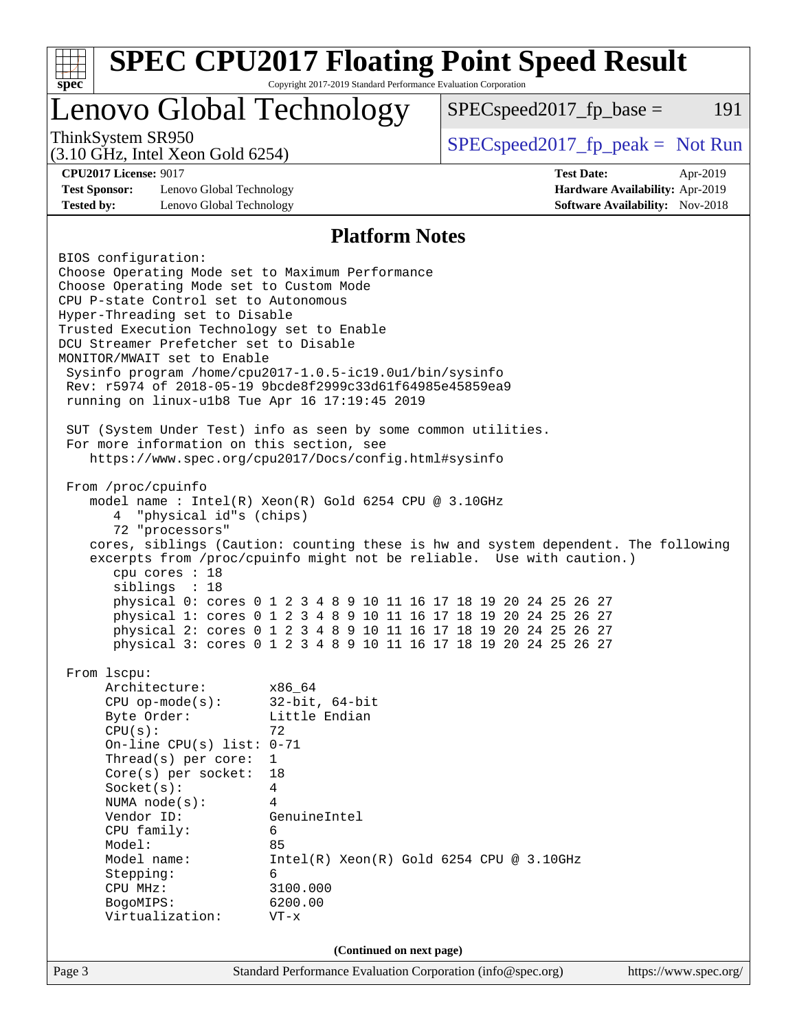# SPEC CPU2017 Floating Point Speed Result

Copyright 2017-2019 Standard Performance Evaluation Corporation

## Lenovo Global Technology

ThinkSystem SR950
(3.10 GHz, Intel Xeon Gold 6254)

SPECspeed2017_fp_base = 191

SPECspeed2017_fp_peak = Not Run

**CPU2017 License:** 9017
**Test Sponsor:** Lenovo Global Technology
**Tested by:** Lenovo Global Technology

**Test Date:** Apr-2019
**Hardware Availability:** Apr-2019
**Software Availability:** Nov-2018

### Platform Notes

```
BIOS configuration:
Choose Operating Mode set to Maximum Performance
Choose Operating Mode set to Custom Mode
CPU P-state Control set to Autonomous
Hyper-Threading set to Disable
Trusted Execution Technology set to Enable
DCU Streamer Prefetcher set to Disable
MONITOR/MWAIT set to Enable
 Sysinfo program /home/cpu2017-1.0.5-ic19.0u1/bin/sysinfo
 Rev: r5974 of 2018-05-19 9bcde8f2999c33d61f64985e45859ea9
 running on linux-u1b8 Tue Apr 16 17:19:45 2019

 SUT (System Under Test) info as seen by some common utilities.
 For more information on this section, see
    https://www.spec.org/cpu2017/Docs/config.html#sysinfo

 From /proc/cpuinfo
    model name : Intel(R) Xeon(R) Gold 6254 CPU @ 3.10GHz
       4  "physical id"s (chips)
       72 "processors"
    cores, siblings (Caution: counting these is hw and system dependent. The following
    excerpts from /proc/cpuinfo might not be reliable.  Use with caution.)
       cpu cores : 18
       siblings  : 18
       physical 0: cores 0 1 2 3 4 8 9 10 11 16 17 18 19 20 24 25 26 27
       physical 1: cores 0 1 2 3 4 8 9 10 11 16 17 18 19 20 24 25 26 27
       physical 2: cores 0 1 2 3 4 8 9 10 11 16 17 18 19 20 24 25 26 27
       physical 3: cores 0 1 2 3 4 8 9 10 11 16 17 18 19 20 24 25 26 27

 From lscpu:
      Architecture:        x86_64
      CPU op-mode(s):      32-bit, 64-bit
      Byte Order:          Little Endian
      CPU(s):              72
      On-line CPU(s) list: 0-71
      Thread(s) per core:  1
      Core(s) per socket:  18
      Socket(s):           4
      NUMA node(s):        4
      Vendor ID:           GenuineIntel
      CPU family:          6
      Model:               85
      Model name:          Intel(R) Xeon(R) Gold 6254 CPU @ 3.10GHz
      Stepping:            6
      CPU MHz:             3100.000
      BogoMIPS:            6200.00
      Virtualization:      VT-x
```

**(Continued on next page)**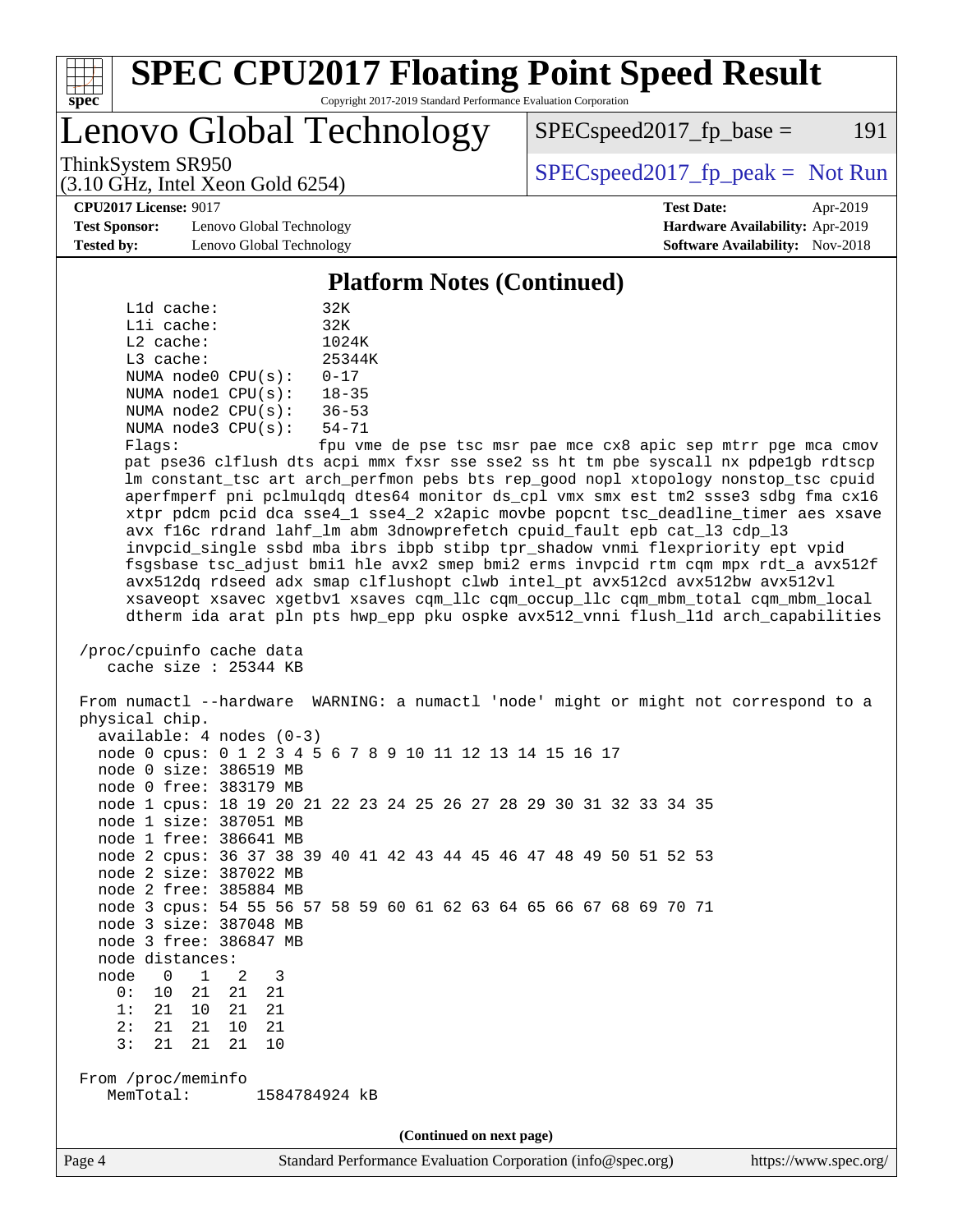## Platform Notes (Continued)

```
     L1d cache:           32K
     L1i cache:           32K
     L2 cache:            1024K
     L3 cache:            25344K
     NUMA node0 CPU(s):   0-17
     NUMA node1 CPU(s):   18-35
     NUMA node2 CPU(s):   36-53
     NUMA node3 CPU(s):   54-71
     Flags:               fpu vme de pse tsc msr pae mce cx8 apic sep mtrr pge mca cmov
     pat pse36 clflush dts acpi mmx fxsr sse sse2 ss ht tm pbe syscall nx pdpe1gb rdtscp
     lm constant_tsc art arch_perfmon pebs bts rep_good nopl xtopology nonstop_tsc cpuid
     aperfmperf pni pclmulqdq dtes64 monitor ds_cpl vmx smx est tm2 ssse3 sdbg fma cx16
     xtpr pdcm pcid dca sse4_1 sse4_2 x2apic movbe popcnt tsc_deadline_timer aes xsave
     avx f16c rdrand lahf_lm abm 3dnowprefetch cpuid_fault epb cat_l3 cdp_l3
     invpcid_single ssbd mba ibrs ibpb stibp tpr_shadow vnmi flexpriority ept vpid
     fsgsbase tsc_adjust bmi1 hle avx2 smep bmi2 erms invpcid rtm cqm mpx rdt_a avx512f
     avx512dq rdseed adx smap clflushopt clwb intel_pt avx512cd avx512bw avx512vl
     xsaveopt xsavec xgetbv1 xsaves cqm_llc cqm_occup_llc cqm_mbm_total cqm_mbm_local
     dtherm ida arat pln pts hwp_epp pku ospke avx512_vnni flush_l1d arch_capabilities

 /proc/cpuinfo cache data
    cache size : 25344 KB

 From numactl --hardware  WARNING: a numactl 'node' might or might not correspond to a
 physical chip.
   available: 4 nodes (0-3)
   node 0 cpus: 0 1 2 3 4 5 6 7 8 9 10 11 12 13 14 15 16 17
   node 0 size: 386519 MB
   node 0 free: 383179 MB
   node 1 cpus: 18 19 20 21 22 23 24 25 26 27 28 29 30 31 32 33 34 35
   node 1 size: 387051 MB
   node 1 free: 386641 MB
   node 2 cpus: 36 37 38 39 40 41 42 43 44 45 46 47 48 49 50 51 52 53
   node 2 size: 387022 MB
   node 2 free: 385884 MB
   node 3 cpus: 54 55 56 57 58 59 60 61 62 63 64 65 66 67 68 69 70 71
   node 3 size: 387048 MB
   node 3 free: 386847 MB
   node distances:
   node   0   1   2   3
     0:  10  21  21  21
     1:  21  10  21  21
     2:  21  21  10  21
     3:  21  21  21  10

 From /proc/meminfo
    MemTotal:       1584784924 kB
```

(Continued on next page)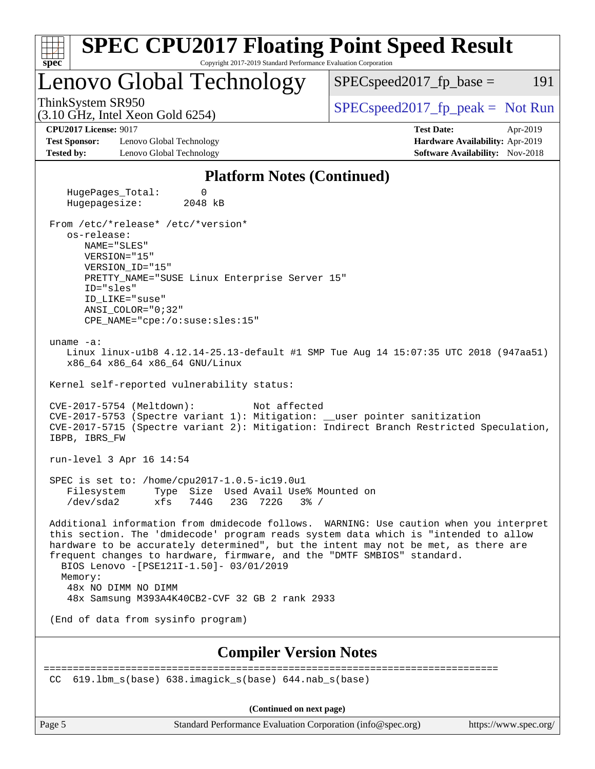## Platform Notes (Continued)

```
    HugePages_Total:       0
    Hugepagesize:       2048 kB

 From /etc/*release* /etc/*version*
    os-release:
       NAME="SLES"
       VERSION="15"
       VERSION_ID="15"
       PRETTY_NAME="SUSE Linux Enterprise Server 15"
       ID="sles"
       ID_LIKE="suse"
       ANSI_COLOR="0;32"
       CPE_NAME="cpe:/o:suse:sles:15"

 uname -a:
    Linux linux-u1b8 4.12.14-25.13-default #1 SMP Tue Aug 14 15:07:35 UTC 2018 (947aa51)
    x86_64 x86_64 x86_64 GNU/Linux

 Kernel self-reported vulnerability status:

 CVE-2017-5754 (Meltdown):          Not affected
 CVE-2017-5753 (Spectre variant 1): Mitigation: __user pointer sanitization
 CVE-2017-5715 (Spectre variant 2): Mitigation: Indirect Branch Restricted Speculation,
 IBPB, IBRS_FW

 run-level 3 Apr 16 14:54

 SPEC is set to: /home/cpu2017-1.0.5-ic19.0u1
    Filesystem     Type  Size  Used Avail Use% Mounted on
    /dev/sda2      xfs   744G   23G  722G   3% /

 Additional information from dmidecode follows.  WARNING: Use caution when you interpret
 this section. The 'dmidecode' program reads system data which is "intended to allow
 hardware to be accurately determined", but the intent may not be met, as there are
 frequent changes to hardware, firmware, and the "DMTF SMBIOS" standard.
   BIOS Lenovo -[PSE121I-1.50]- 03/01/2019
   Memory:
    48x NO DIMM NO DIMM
    48x Samsung M393A4K40CB2-CVF 32 GB 2 rank 2933

 (End of data from sysinfo program)
```

## Compiler Version Notes

```
==============================================================================
 CC  619.lbm_s(base) 638.imagick_s(base) 644.nab_s(base)
```

(Continued on next page)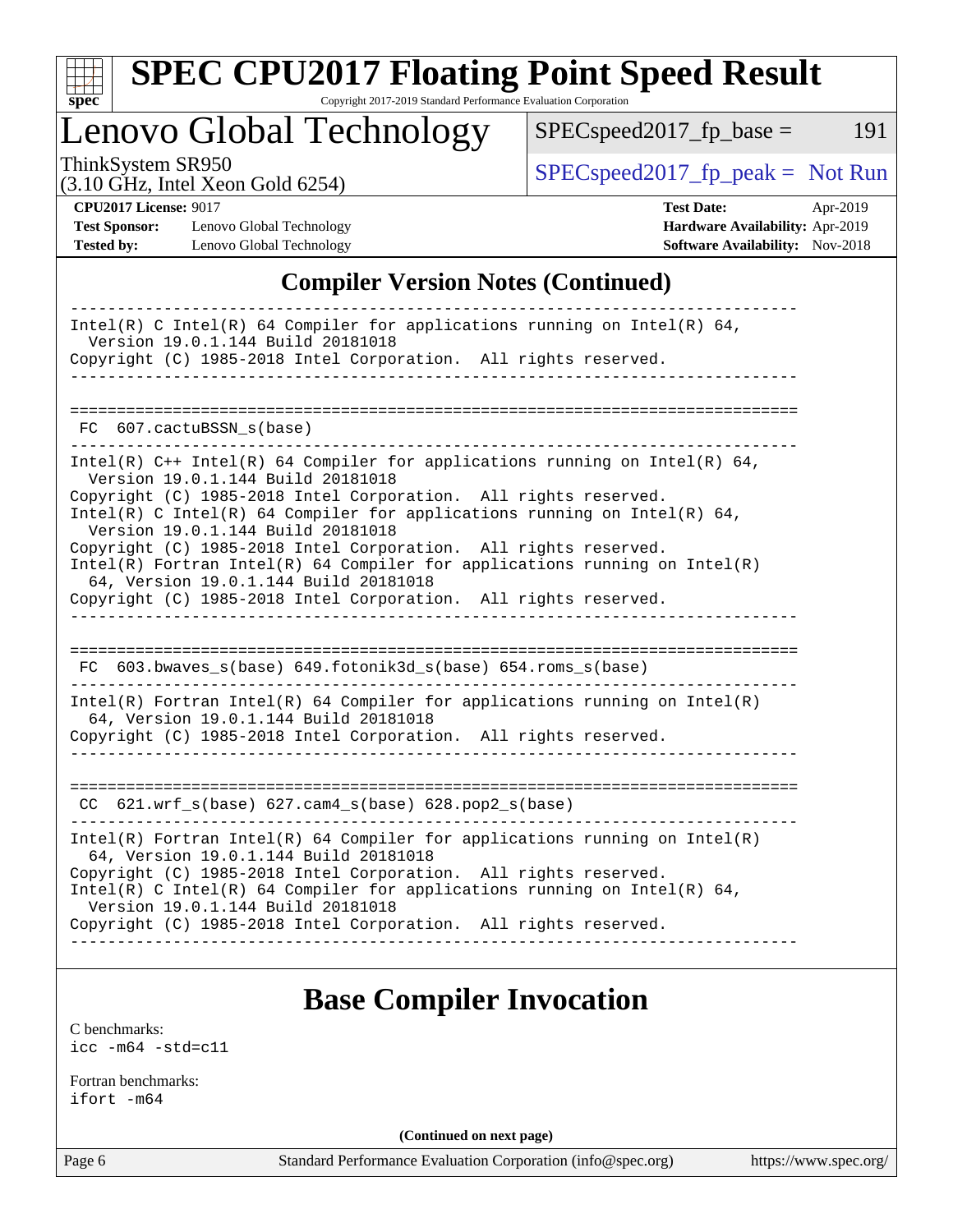## Compiler Version Notes (Continued)

```
------------------------------------------------------------------------------
Intel(R) C Intel(R) 64 Compiler for applications running on Intel(R) 64,
  Version 19.0.1.144 Build 20181018
Copyright (C) 1985-2018 Intel Corporation.  All rights reserved.
------------------------------------------------------------------------------

==============================================================================
 FC  607.cactuBSSN_s(base)
------------------------------------------------------------------------------
Intel(R) C++ Intel(R) 64 Compiler for applications running on Intel(R) 64,
  Version 19.0.1.144 Build 20181018
Copyright (C) 1985-2018 Intel Corporation.  All rights reserved.
Intel(R) C Intel(R) 64 Compiler for applications running on Intel(R) 64,
  Version 19.0.1.144 Build 20181018
Copyright (C) 1985-2018 Intel Corporation.  All rights reserved.
Intel(R) Fortran Intel(R) 64 Compiler for applications running on Intel(R)
  64, Version 19.0.1.144 Build 20181018
Copyright (C) 1985-2018 Intel Corporation.  All rights reserved.
------------------------------------------------------------------------------

==============================================================================
 FC  603.bwaves_s(base) 649.fotonik3d_s(base) 654.roms_s(base)
------------------------------------------------------------------------------
Intel(R) Fortran Intel(R) 64 Compiler for applications running on Intel(R)
  64, Version 19.0.1.144 Build 20181018
Copyright (C) 1985-2018 Intel Corporation.  All rights reserved.
------------------------------------------------------------------------------

==============================================================================
 CC  621.wrf_s(base) 627.cam4_s(base) 628.pop2_s(base)
------------------------------------------------------------------------------
Intel(R) Fortran Intel(R) 64 Compiler for applications running on Intel(R)
  64, Version 19.0.1.144 Build 20181018
Copyright (C) 1985-2018 Intel Corporation.  All rights reserved.
Intel(R) C Intel(R) 64 Compiler for applications running on Intel(R) 64,
  Version 19.0.1.144 Build 20181018
Copyright (C) 1985-2018 Intel Corporation.  All rights reserved.
------------------------------------------------------------------------------
```

## Base Compiler Invocation

C benchmarks:
`icc -m64 -std=c11`

Fortran benchmarks:
`ifort -m64`

(Continued on next page)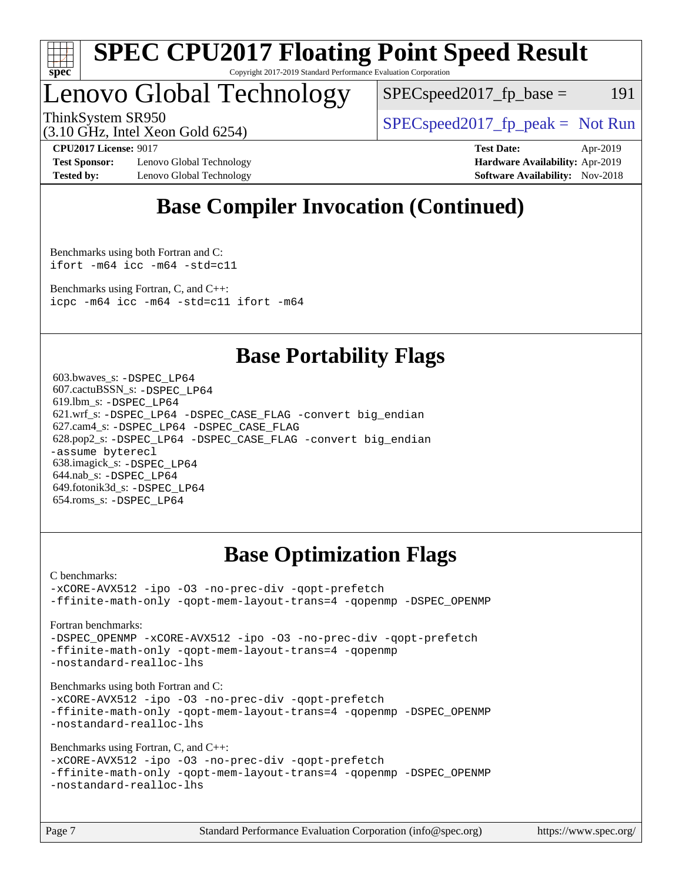## Base Compiler Invocation (Continued)

Benchmarks using both Fortran and C:
```
ifort -m64 icc -m64 -std=c11
```

Benchmarks using Fortran, C, and C++:
```
icpc -m64 icc -m64 -std=c11 ifort -m64
```

## Base Portability Flags

603.bwaves_s: `-DSPEC_LP64`
607.cactuBSSN_s: `-DSPEC_LP64`
619.lbm_s: `-DSPEC_LP64`
621.wrf_s: `-DSPEC_LP64 -DSPEC_CASE_FLAG -convert big_endian`
627.cam4_s: `-DSPEC_LP64 -DSPEC_CASE_FLAG`
628.pop2_s: `-DSPEC_LP64 -DSPEC_CASE_FLAG -convert big_endian -assume byterecl`
638.imagick_s: `-DSPEC_LP64`
644.nab_s: `-DSPEC_LP64`
649.fotonik3d_s: `-DSPEC_LP64`
654.roms_s: `-DSPEC_LP64`

## Base Optimization Flags

C benchmarks:
```
-xCORE-AVX512 -ipo -O3 -no-prec-div -qopt-prefetch
-ffinite-math-only -qopt-mem-layout-trans=4 -qopenmp -DSPEC_OPENMP
```

Fortran benchmarks:
```
-DSPEC_OPENMP -xCORE-AVX512 -ipo -O3 -no-prec-div -qopt-prefetch
-ffinite-math-only -qopt-mem-layout-trans=4 -qopenmp
-nostandard-realloc-lhs
```

Benchmarks using both Fortran and C:
```
-xCORE-AVX512 -ipo -O3 -no-prec-div -qopt-prefetch
-ffinite-math-only -qopt-mem-layout-trans=4 -qopenmp -DSPEC_OPENMP
-nostandard-realloc-lhs
```

Benchmarks using Fortran, C, and C++:
```
-xCORE-AVX512 -ipo -O3 -no-prec-div -qopt-prefetch
-ffinite-math-only -qopt-mem-layout-trans=4 -qopenmp -DSPEC_OPENMP
-nostandard-realloc-lhs
```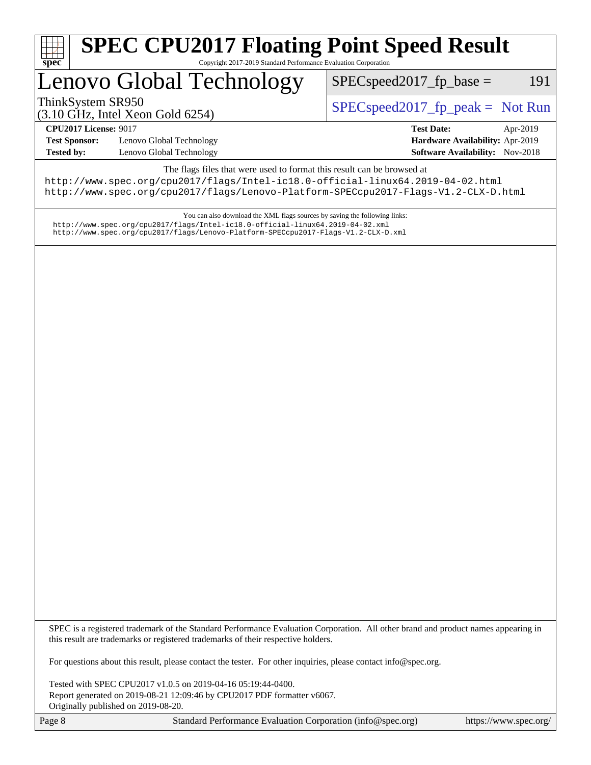The flags files that were used to format this result can be browsed at

http://www.spec.org/cpu2017/flags/Intel-ic18.0-official-linux64.2019-04-02.html
http://www.spec.org/cpu2017/flags/Lenovo-Platform-SPECcpu2017-Flags-V1.2-CLX-D.html

You can also download the XML flags sources by saving the following links:

http://www.spec.org/cpu2017/flags/Intel-ic18.0-official-linux64.2019-04-02.xml
http://www.spec.org/cpu2017/flags/Lenovo-Platform-SPECcpu2017-Flags-V1.2-CLX-D.xml

SPEC is a registered trademark of the Standard Performance Evaluation Corporation. All other brand and product names appearing in this result are trademarks or registered trademarks of their respective holders.

For questions about this result, please contact the tester. For other inquiries, please contact info@spec.org.

Tested with SPEC CPU2017 v1.0.5 on 2019-04-16 05:19:44-0400.
Report generated on 2019-08-21 12:09:46 by CPU2017 PDF formatter v6067.
Originally published on 2019-08-20.